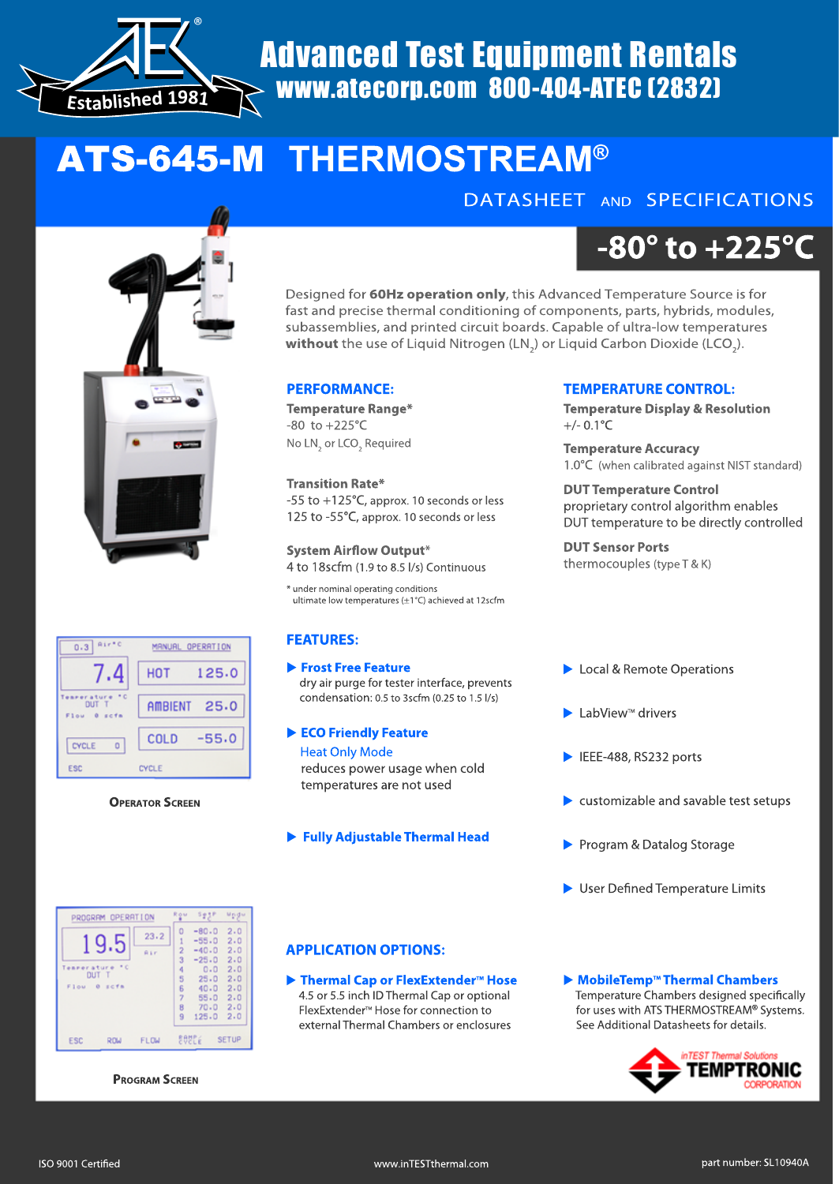# Advanced Test Equipment Rentals

www.atecorp.com 800-404-ATEC (2832)

Established 1981

# ATS-645-M THERMOSTREAM®

DATASHEET AND SPECIFICATIONS

## -80° to +225°C

Designed for **60Hz operation only**, this Advanced Temperature Source is for fast and precise thermal conditioning of components, parts, hybrids, modules, subassemblies, and printed circuit boards. Capable of ultra-low temperatures **without** the use of Liquid Nitrogen ($LN_2$) or Liquid Carbon Dioxide ($LCO_2$).

### PERFORMANCE:

**Temperature Range***
-80 to +225°C
No $LN_2$ or $LCO_2$ Required

**Transition Rate***
-55 to +125°C, approx. 10 seconds or less
125 to -55°C, approx. 10 seconds or less

**System Airflow Output***
4 to 18scfm (1.9 to 8.5 l/s) Continuous

\* under nominal operating conditions
ultimate low temperatures (±1°C) achieved at 12scfm

### TEMPERATURE CONTROL:

**Temperature Display & Resolution**
+/- 0.1°C

**Temperature Accuracy**
1.0°C (when calibrated against NIST standard)

**DUT Temperature Control**
proprietary control algorithm enables DUT temperature to be directly controlled

**DUT Sensor Ports**
thermocouples (type T & K)

**Operator Screen**

**Program Screen**

### FEATURES:

- **Frost Free Feature**
  dry air purge for tester interface, prevents condensation: 0.5 to 3scfm (0.25 to 1.5 l/s)
- **ECO Friendly Feature**
  Heat Only Mode
  reduces power usage when cold temperatures are not used
- **Fully Adjustable Thermal Head**
- Local & Remote Operations
- LabView™ drivers
- IEEE-488, RS232 ports
- customizable and savable test setups
- Program & Datalog Storage
- User Defined Temperature Limits

### APPLICATION OPTIONS:

- **Thermal Cap or FlexExtender™ Hose**
  4.5 or 5.5 inch ID Thermal Cap or optional FlexExtender™ Hose for connection to external Thermal Chambers or enclosures
- **MobileTemp™ Thermal Chambers**
  Temperature Chambers designed specifically for uses with ATS THERMOSTREAM® Systems. See Additional Datasheets for details.

inTEST Thermal Solutions TEMPTRONIC CORPORATION

ISO 9001 Certified | www.inTESTthermal.com | part number: SL10940A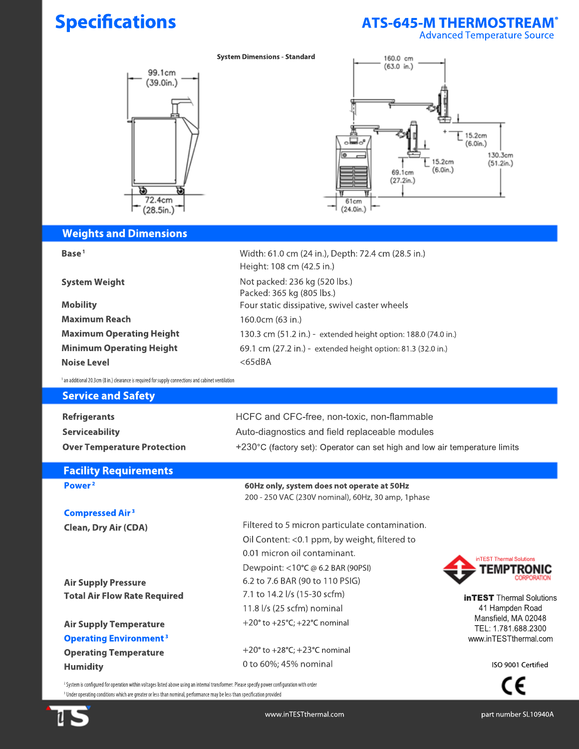# Specifications

## ATS-645-M THERMOSTREAM®
Advanced Temperature Source

System Dimensions - Standard

99.1cm (39.0in.)

72.4cm (28.5in.)

160.0 cm (63.0 in.)

15.2cm (6.0in.)

130.3cm (51.2in.)

15.2cm (6.0in.)

69.1cm (27.2in.)

61cm (24.0in.)

## Weights and Dimensions

| | |
|---|---|
| **Base** [1] | Width: 61.0 cm (24 in.), Depth: 72.4 cm (28.5 in.)<br>Height: 108 cm (42.5 in.) |
| **System Weight** | Not packed: 236 kg (520 lbs.)<br>Packed: 365 kg (805 lbs.) |
| **Mobility** | Four static dissipative, swivel caster wheels |
| **Maximum Reach** | 160.0cm (63 in.) |
| **Maximum Operating Height** | 130.3 cm (51.2 in.) - extended height option: 188.0 (74.0 in.) |
| **Minimum Operating Height** | 69.1 cm (27.2 in.) - extended height option: 81.3 (32.0 in.) |
| **Noise Level** | <65dBA |

[1] an additional 20.3cm (8 in.) clearance is required for supply connections and cabinet ventilation

## Service and Safety

| | |
|---|---|
| **Refrigerants** | HCFC and CFC-free, non-toxic, non-flammable |
| **Serviceability** | Auto-diagnostics and field replaceable modules |
| **Over Temperature Protection** | +230°C (factory set): Operator can set high and low air temperature limits |

## Facility Requirements

**Power** [2]

**60Hz only, system does not operate at 50Hz**
200 - 250 VAC (230V nominal), 60Hz, 30 amp, 1phase

**Compressed Air** [3]

| | |
|---|---|
| **Clean, Dry Air (CDA)** | Filtered to 5 micron particulate contamination.<br>Oil Content: <0.1 ppm, by weight, filtered to 0.01 micron oil contaminant.<br>Dewpoint: <10°C @ 6.2 BAR (90PSI) |
| **Air Supply Pressure** | 6.2 to 7.6 BAR (90 to 110 PSIG) |
| **Total Air Flow Rate Required** | 7.1 to 14.2 l/s (15-30 scfm)<br>11.8 l/s (25 scfm) nominal |
| **Air Supply Temperature** | +20° to +25°C; +22°C nominal |

**Operating Environment** [3]

| | |
|---|---|
| **Operating Temperature** | +20° to +28°C; +23°C nominal |
| **Humidity** | 0 to 60%; 45% nominal |

[2] System is configured for operation within voltages listed above using an internal transformer. Please specify power configuration with order

[3] Under operating conditions which are greater or less than nominal, performance may be less than specification provided

inTEST Thermal Solutions
TEMPTRONIC CORPORATION

**inTEST** Thermal Solutions
41 Hampden Road
Mansfield, MA 02048
TEL: 1.781.688.2300
www.inTESTthermal.com

ISO 9001 Certified

CE

www.inTESTthermal.com

part number SL10940A